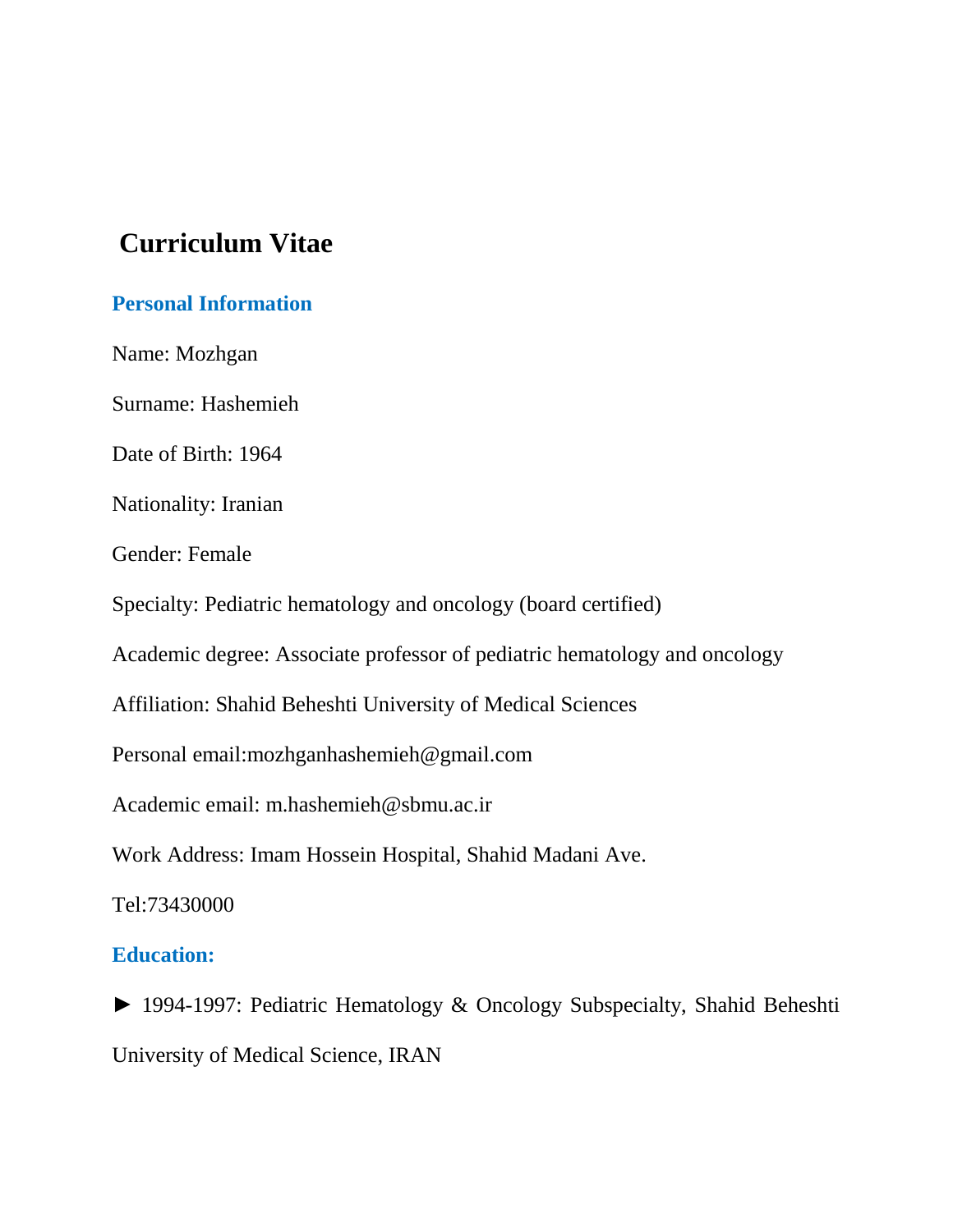# Curriculum Vitae

## Personal Information

Name: Mozhgan

Surname: Hashemieh

Date of Birth: 1964

Nationality: Iranian

Gender: Female

Specialty: Pediatric hematology and oncology (board certified)

Academic degree: Associate professor of pediatric hematology and oncology

Affiliation: Shahid Beheshti University of Medical Sciences

Personal email:mozhganhashemieh@gmail.com

Academic email: m.hashemieh@sbmu.ac.ir

Work Address: Imam Hossein Hospital, Shahid Madani Ave.

Tel:73430000

## Education:

► 1994-1997: Pediatric Hematology & Oncology Subspecialty, Shahid Beheshti University of Medical Science, IRAN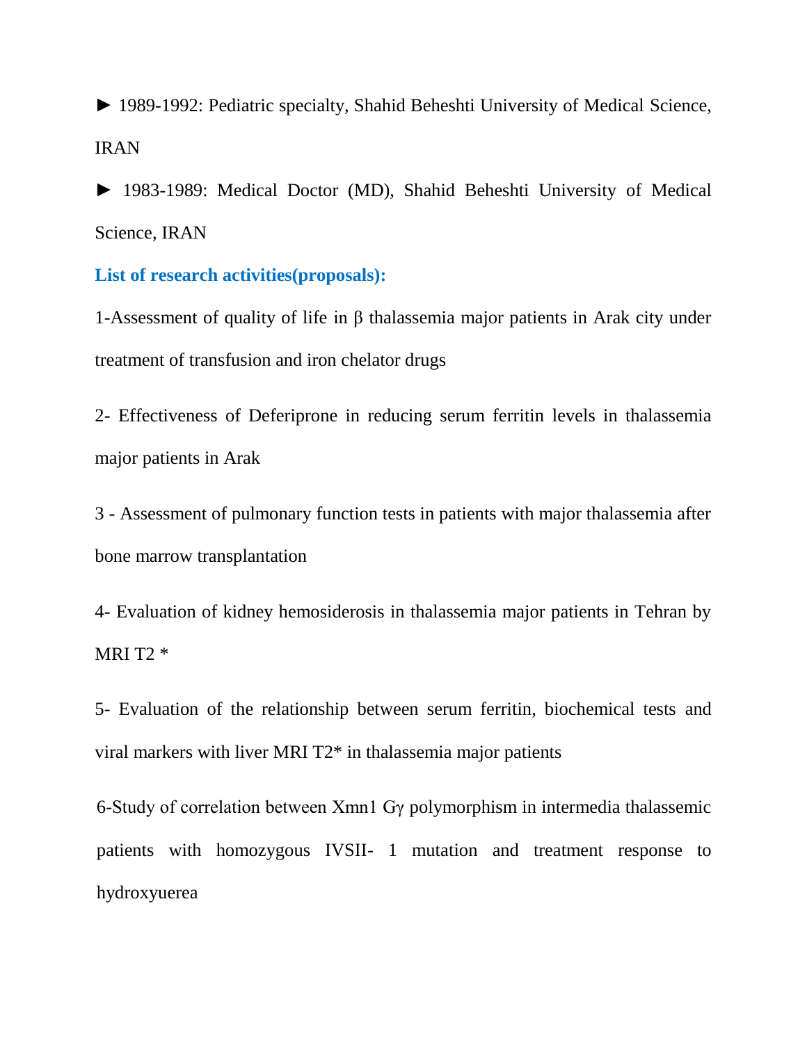► 1989-1992: Pediatric specialty, Shahid Beheshti University of Medical Science, IRAN

► 1983-1989: Medical Doctor (MD), Shahid Beheshti University of Medical Science, IRAN

**List of research activities(proposals):**

1-Assessment of quality of life in β thalassemia major patients in Arak city under treatment of transfusion and iron chelator drugs

2- Effectiveness of Deferiprone in reducing serum ferritin levels in thalassemia major patients in Arak

3 - Assessment of pulmonary function tests in patients with major thalassemia after bone marrow transplantation

4- Evaluation of kidney hemosiderosis in thalassemia major patients in Tehran by MRI T2 *

5- Evaluation of the relationship between serum ferritin, biochemical tests and viral markers with liver MRI T2* in thalassemia major patients

6-Study of correlation between Xmn1 Gγ polymorphism in intermedia thalassemic patients with homozygous IVSII- 1 mutation and treatment response to hydroxyuerea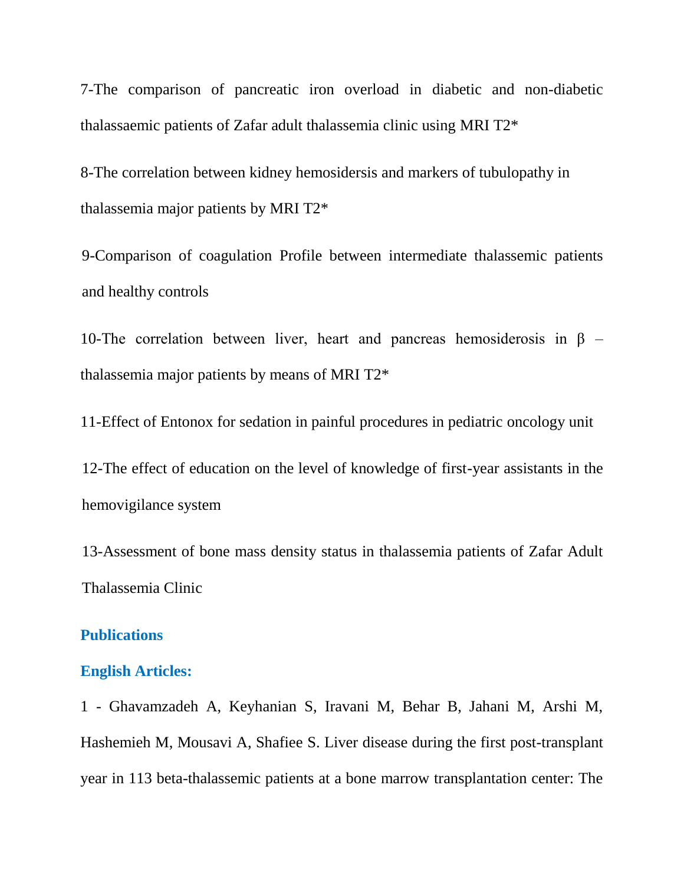7-The comparison of pancreatic iron overload in diabetic and non-diabetic thalassaemic patients of Zafar adult thalassemia clinic using MRI T2*

8-The correlation between kidney hemosidersis and markers of tubulopathy in thalassemia major patients by MRI T2*

9-Comparison of coagulation Profile between intermediate thalassemic patients and healthy controls

10-The correlation between liver, heart and pancreas hemosiderosis in β – thalassemia major patients by means of MRI T2*

11-Effect of Entonox for sedation in painful procedures in pediatric oncology unit

12-The effect of education on the level of knowledge of first-year assistants in the hemovigilance system

13-Assessment of bone mass density status in thalassemia patients of Zafar Adult Thalassemia Clinic

## Publications

### English Articles:

1 - Ghavamzadeh A, Keyhanian S, Iravani M, Behar B, Jahani M, Arshi M, Hashemieh M, Mousavi A, Shafiee S. Liver disease during the first post-transplant year in 113 beta-thalassemic patients at a bone marrow transplantation center: The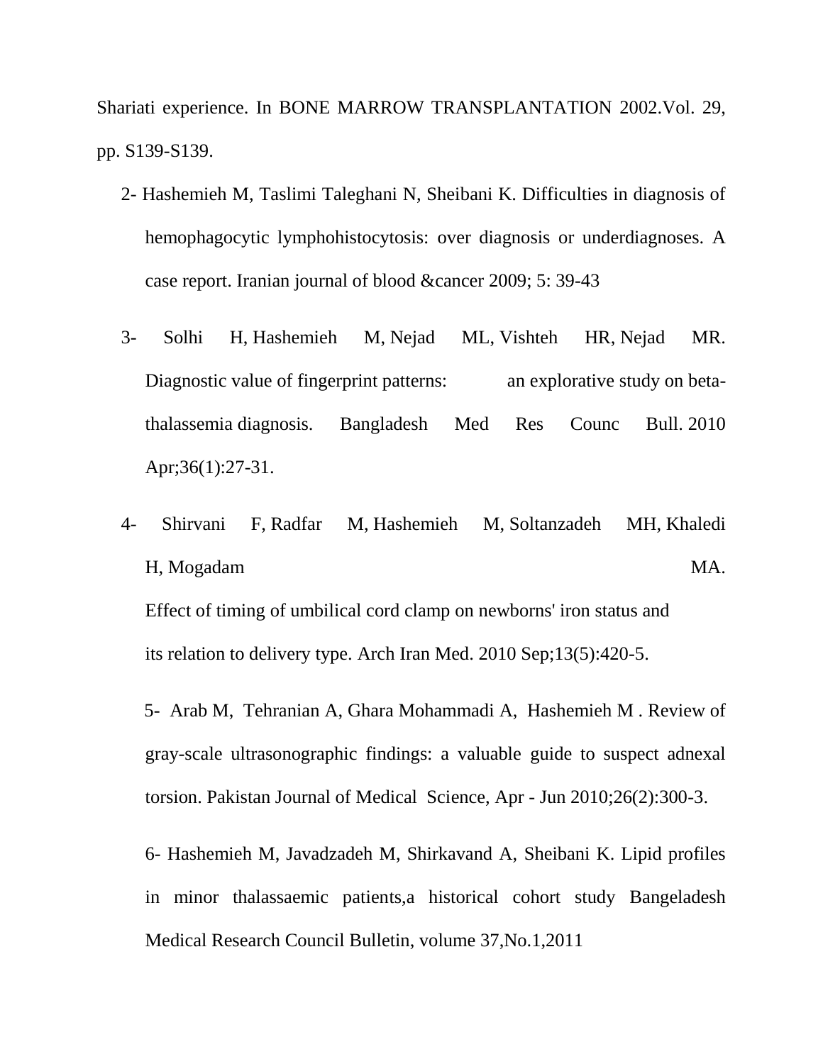Shariati experience. In BONE MARROW TRANSPLANTATION 2002.Vol. 29, pp. S139-S139.

2- Hashemieh M, Taslimi Taleghani N, Sheibani K. Difficulties in diagnosis of hemophagocytic lymphohistocytosis: over diagnosis or underdiagnoses. A case report. Iranian journal of blood &cancer 2009; 5: 39-43

3- Solhi H, Hashemieh M, Nejad ML, Vishteh HR, Nejad MR. Diagnostic value of fingerprint patterns: an explorative study on beta-thalassemia diagnosis. Bangladesh Med Res Counc Bull. 2010 Apr;36(1):27-31.

4- Shirvani F, Radfar M, Hashemieh M, Soltanzadeh MH, Khaledi H, Mogadam MA. Effect of timing of umbilical cord clamp on newborns' iron status and its relation to delivery type. Arch Iran Med. 2010 Sep;13(5):420-5.

5- Arab M, Tehranian A, Ghara Mohammadi A, Hashemieh M . Review of gray-scale ultrasonographic findings: a valuable guide to suspect adnexal torsion. Pakistan Journal of Medical Science, Apr - Jun 2010;26(2):300-3.

6- Hashemieh M, Javadzadeh M, Shirkavand A, Sheibani K. Lipid profiles in minor thalassaemic patients,a historical cohort study Bangeladesh Medical Research Council Bulletin, volume 37,No.1,2011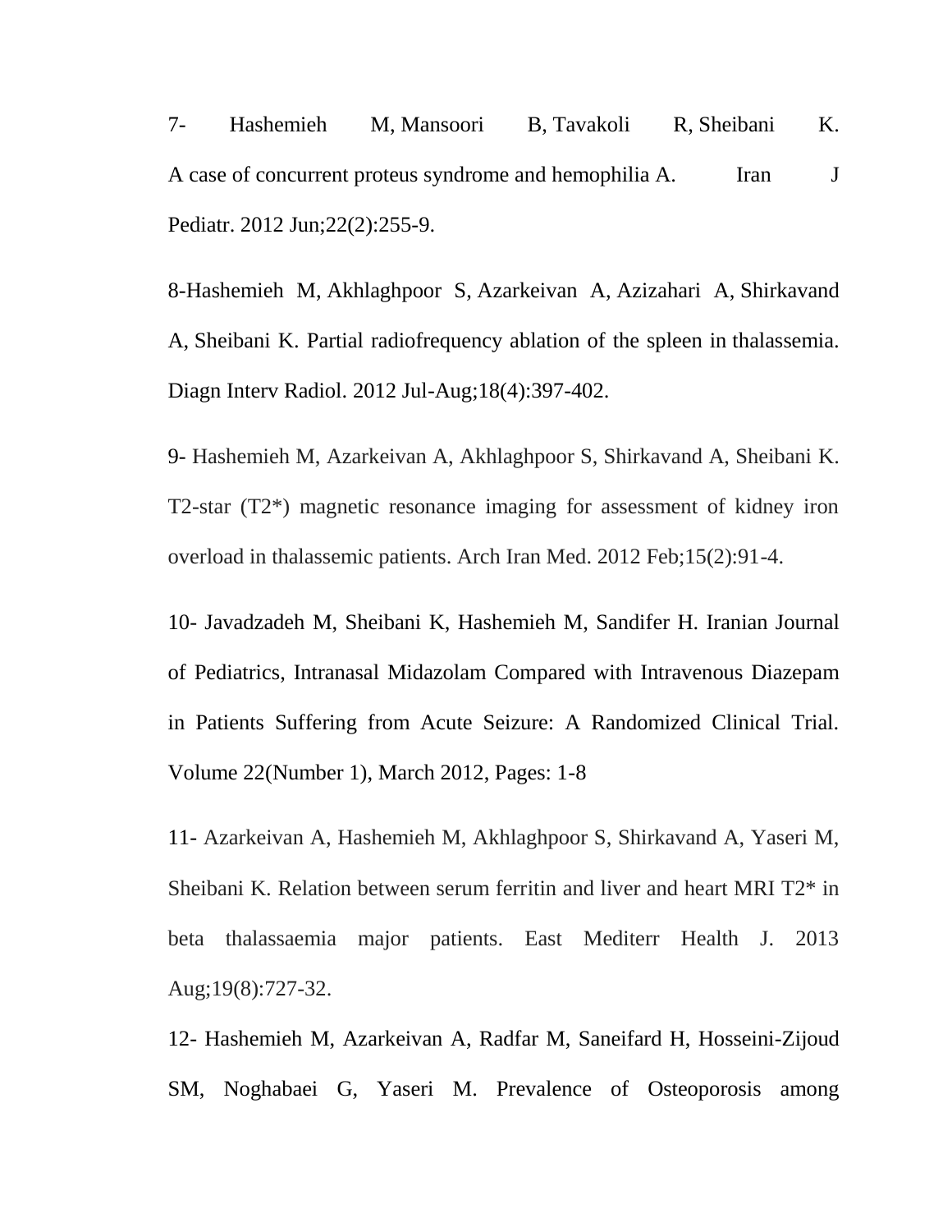7- Hashemieh M, Mansoori B, Tavakoli R, Sheibani K. A case of concurrent proteus syndrome and hemophilia A. Iran J Pediatr. 2012 Jun;22(2):255-9.

8-Hashemieh M, Akhlaghpoor S, Azarkeivan A, Azizahari A, Shirkavand A, Sheibani K. Partial radiofrequency ablation of the spleen in thalassemia. Diagn Interv Radiol. 2012 Jul-Aug;18(4):397-402.

9- Hashemieh M, Azarkeivan A, Akhlaghpoor S, Shirkavand A, Sheibani K. T2-star (T2*) magnetic resonance imaging for assessment of kidney iron overload in thalassemic patients. Arch Iran Med. 2012 Feb;15(2):91-4.

10- Javadzadeh M, Sheibani K, Hashemieh M, Sandifer H. Iranian Journal of Pediatrics, Intranasal Midazolam Compared with Intravenous Diazepam in Patients Suffering from Acute Seizure: A Randomized Clinical Trial. Volume 22(Number 1), March 2012, Pages: 1-8

11- Azarkeivan A, Hashemieh M, Akhlaghpoor S, Shirkavand A, Yaseri M, Sheibani K. Relation between serum ferritin and liver and heart MRI T2* in beta thalassaemia major patients. East Mediterr Health J. 2013 Aug;19(8):727-32.

12- Hashemieh M, Azarkeivan A, Radfar M, Saneifard H, Hosseini-Zijoud SM, Noghabaei G, Yaseri M. Prevalence of Osteoporosis among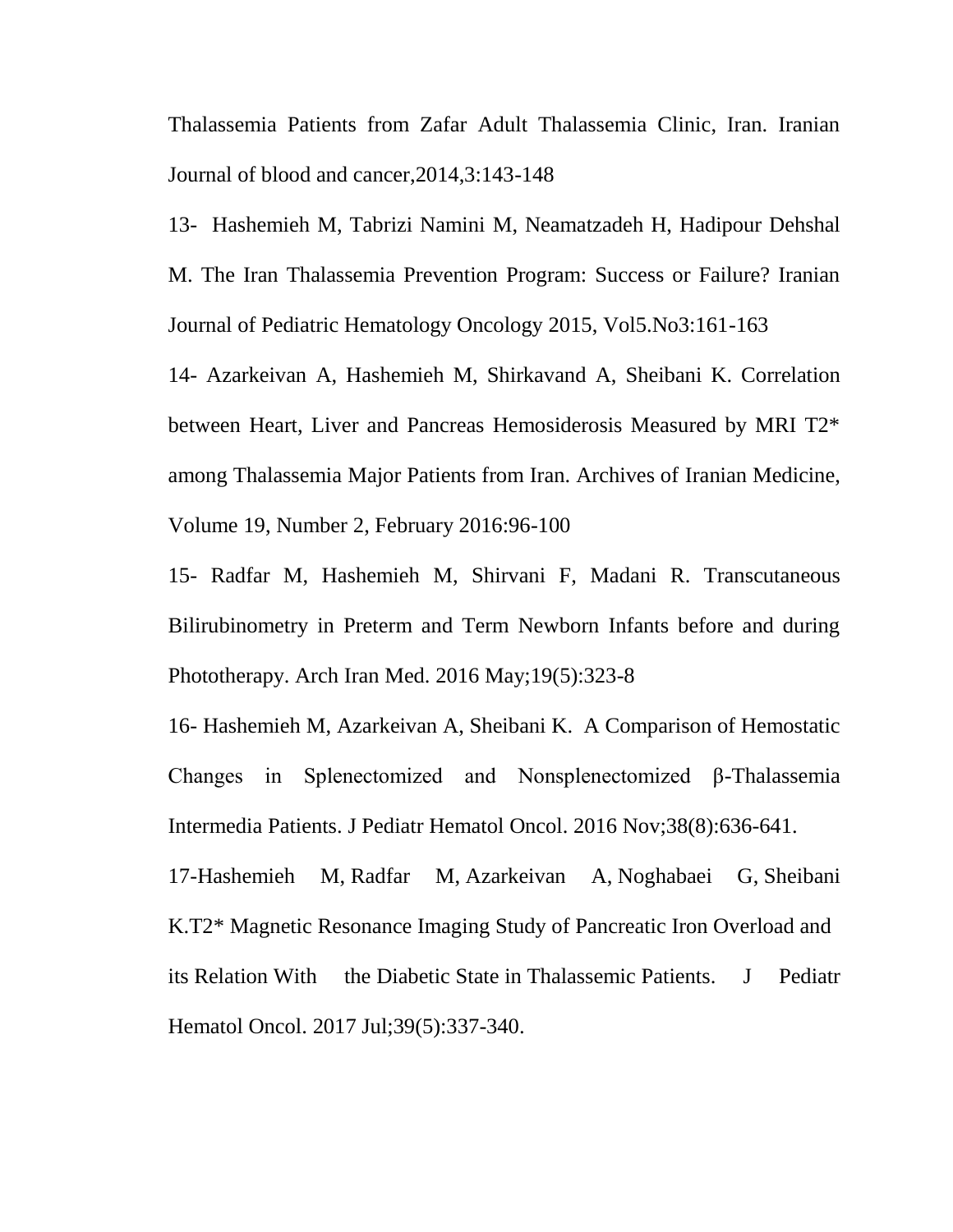Thalassemia Patients from Zafar Adult Thalassemia Clinic, Iran. Iranian Journal of blood and cancer,2014,3:143-148

13- Hashemieh M, Tabrizi Namini M, Neamatzadeh H, Hadipour Dehshal M. The Iran Thalassemia Prevention Program: Success or Failure? Iranian Journal of Pediatric Hematology Oncology 2015, Vol5.No3:161-163

14- Azarkeivan A, Hashemieh M, Shirkavand A, Sheibani K. Correlation between Heart, Liver and Pancreas Hemosiderosis Measured by MRI T2* among Thalassemia Major Patients from Iran. Archives of Iranian Medicine, Volume 19, Number 2, February 2016:96-100

15- Radfar M, Hashemieh M, Shirvani F, Madani R. Transcutaneous Bilirubinometry in Preterm and Term Newborn Infants before and during Phototherapy. Arch Iran Med. 2016 May;19(5):323-8

16- Hashemieh M, Azarkeivan A, Sheibani K. A Comparison of Hemostatic Changes in Splenectomized and Nonsplenectomized β-Thalassemia Intermedia Patients. J Pediatr Hematol Oncol. 2016 Nov;38(8):636-641.

17-Hashemieh M, Radfar M, Azarkeivan A, Noghabaei G, Sheibani K.T2* Magnetic Resonance Imaging Study of Pancreatic Iron Overload and its Relation With the Diabetic State in Thalassemic Patients. J Pediatr Hematol Oncol. 2017 Jul;39(5):337-340.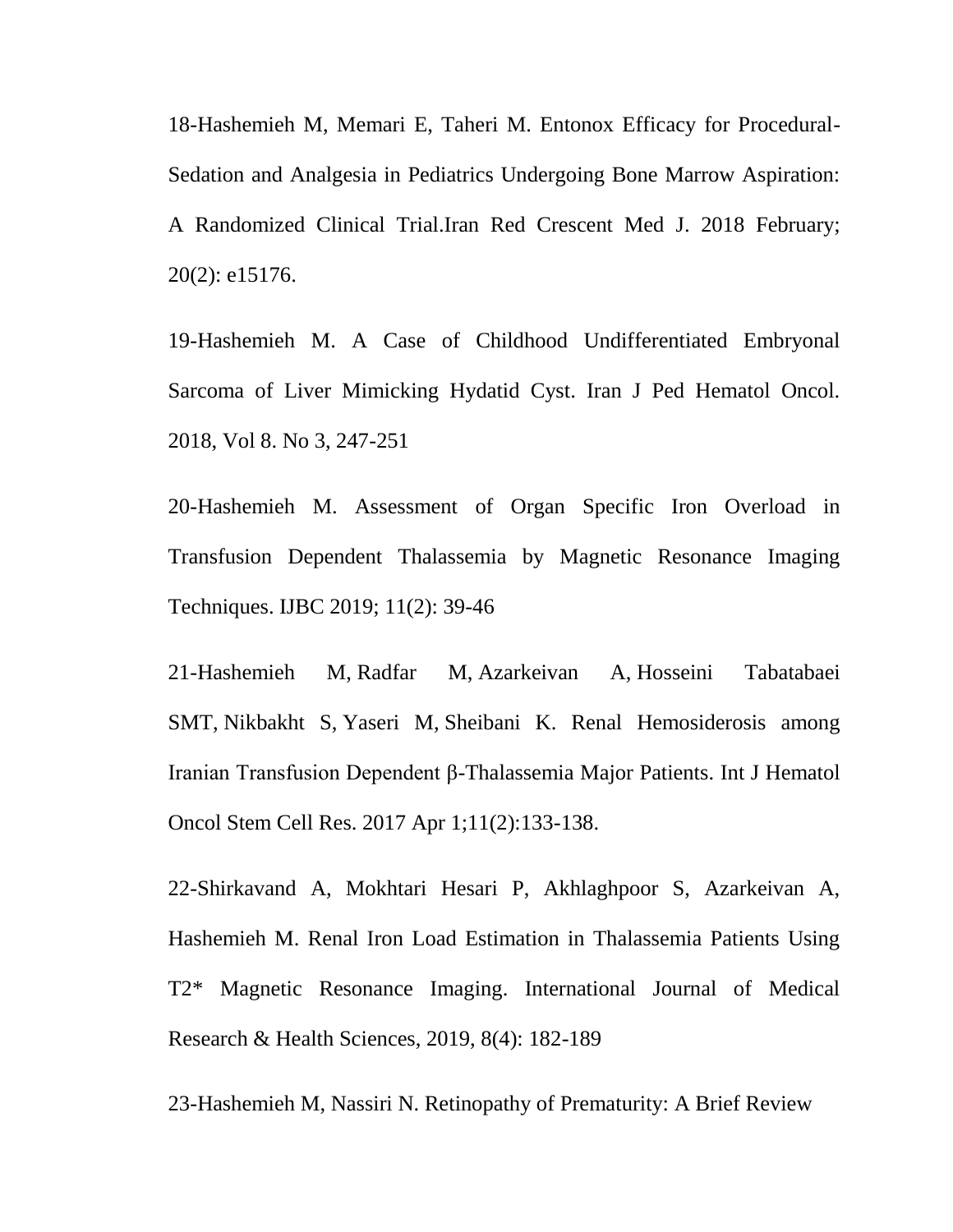18-Hashemieh M, Memari E, Taheri M. Entonox Efficacy for Procedural-Sedation and Analgesia in Pediatrics Undergoing Bone Marrow Aspiration: A Randomized Clinical Trial.Iran Red Crescent Med J. 2018 February; 20(2): e15176.

19-Hashemieh M. A Case of Childhood Undifferentiated Embryonal Sarcoma of Liver Mimicking Hydatid Cyst. Iran J Ped Hematol Oncol. 2018, Vol 8. No 3, 247-251

20-Hashemieh M. Assessment of Organ Specific Iron Overload in Transfusion Dependent Thalassemia by Magnetic Resonance Imaging Techniques. IJBC 2019; 11(2): 39-46

21-Hashemieh M, Radfar M, Azarkeivan A, Hosseini Tabatabaei SMT, Nikbakht S, Yaseri M, Sheibani K. Renal Hemosiderosis among Iranian Transfusion Dependent β-Thalassemia Major Patients. Int J Hematol Oncol Stem Cell Res. 2017 Apr 1;11(2):133-138.

22-Shirkavand A, Mokhtari Hesari P, Akhlaghpoor S, Azarkeivan A, Hashemieh M. Renal Iron Load Estimation in Thalassemia Patients Using T2* Magnetic Resonance Imaging. International Journal of Medical Research & Health Sciences, 2019, 8(4): 182-189

23-Hashemieh M, Nassiri N. Retinopathy of Prematurity: A Brief Review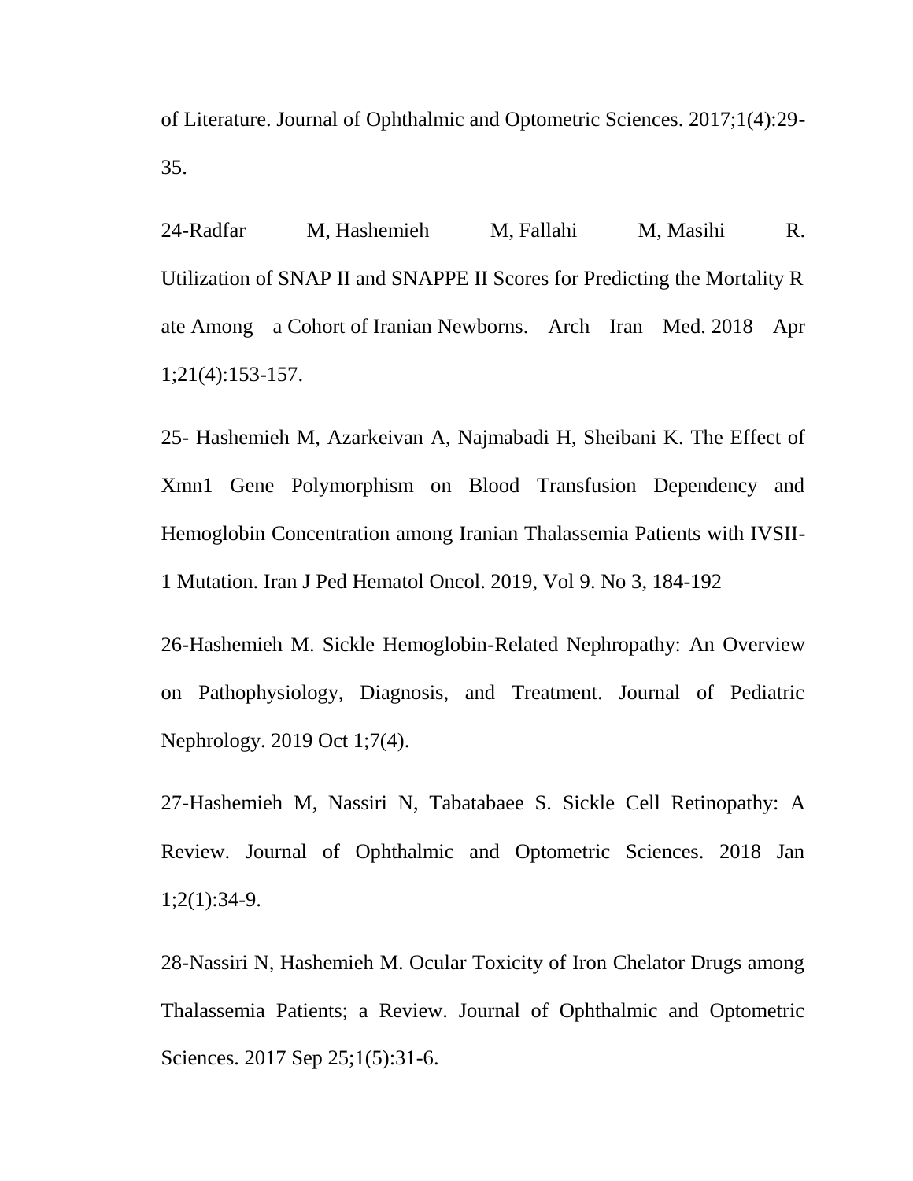of Literature. Journal of Ophthalmic and Optometric Sciences. 2017;1(4):29-35.

24-Radfar M, Hashemieh M, Fallahi M, Masihi R. Utilization of SNAP II and SNAPPE II Scores for Predicting the Mortality Rate Among a Cohort of Iranian Newborns. Arch Iran Med. 2018 Apr 1;21(4):153-157.

25- Hashemieh M, Azarkeivan A, Najmabadi H, Sheibani K. The Effect of Xmn1 Gene Polymorphism on Blood Transfusion Dependency and Hemoglobin Concentration among Iranian Thalassemia Patients with IVSII-1 Mutation. Iran J Ped Hematol Oncol. 2019, Vol 9. No 3, 184-192

26-Hashemieh M. Sickle Hemoglobin-Related Nephropathy: An Overview on Pathophysiology, Diagnosis, and Treatment. Journal of Pediatric Nephrology. 2019 Oct 1;7(4).

27-Hashemieh M, Nassiri N, Tabatabaee S. Sickle Cell Retinopathy: A Review. Journal of Ophthalmic and Optometric Sciences. 2018 Jan 1;2(1):34-9.

28-Nassiri N, Hashemieh M. Ocular Toxicity of Iron Chelator Drugs among Thalassemia Patients; a Review. Journal of Ophthalmic and Optometric Sciences. 2017 Sep 25;1(5):31-6.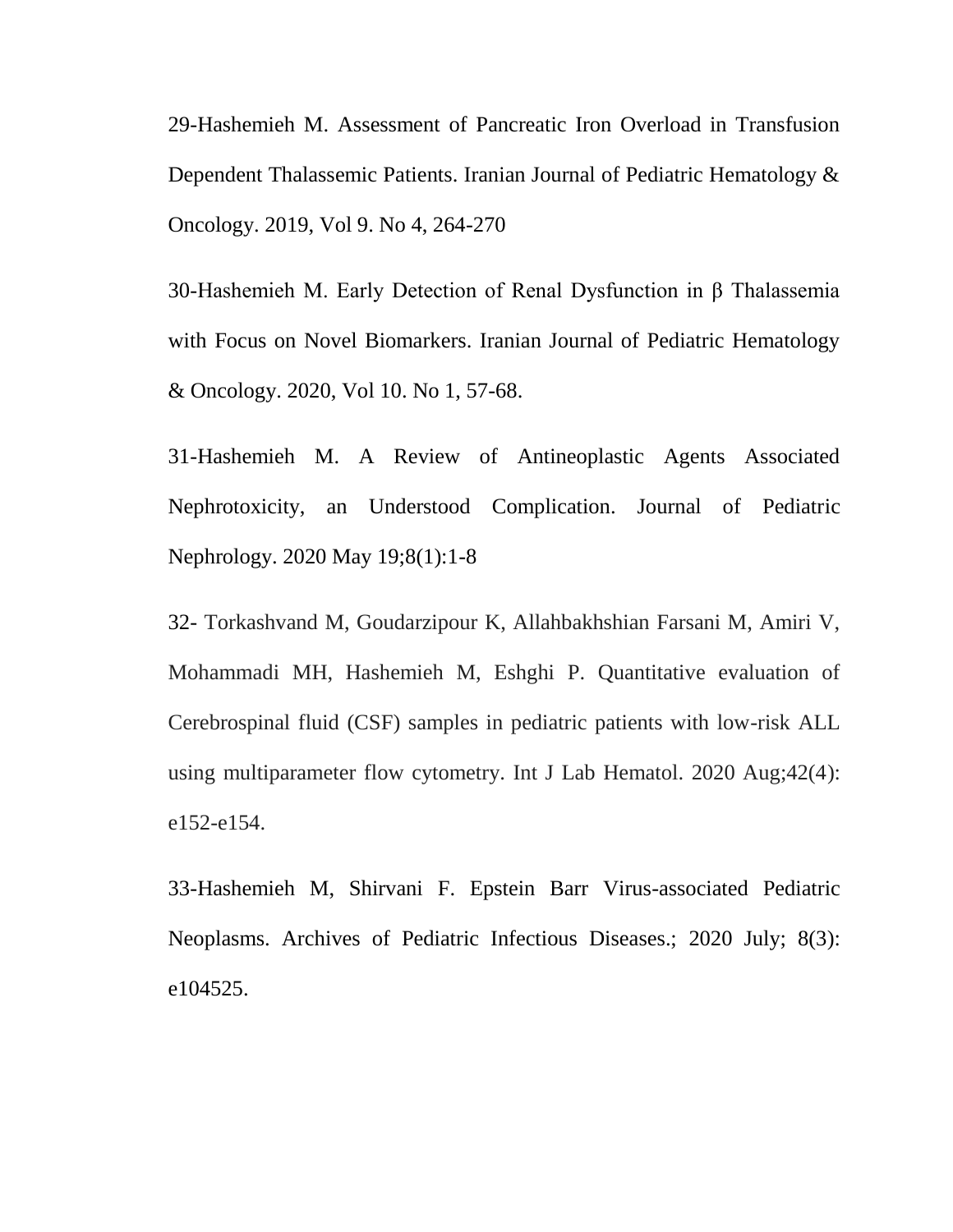29-Hashemieh M. Assessment of Pancreatic Iron Overload in Transfusion Dependent Thalassemic Patients. Iranian Journal of Pediatric Hematology & Oncology. 2019, Vol 9. No 4, 264-270

30-Hashemieh M. Early Detection of Renal Dysfunction in β Thalassemia with Focus on Novel Biomarkers. Iranian Journal of Pediatric Hematology & Oncology. 2020, Vol 10. No 1, 57-68.

31-Hashemieh M. A Review of Antineoplastic Agents Associated Nephrotoxicity, an Understood Complication. Journal of Pediatric Nephrology. 2020 May 19;8(1):1-8

32- Torkashvand M, Goudarzipour K, Allahbakhshian Farsani M, Amiri V, Mohammadi MH, Hashemieh M, Eshghi P. Quantitative evaluation of Cerebrospinal fluid (CSF) samples in pediatric patients with low-risk ALL using multiparameter flow cytometry. Int J Lab Hematol. 2020 Aug;42(4): e152-e154.

33-Hashemieh M, Shirvani F. Epstein Barr Virus-associated Pediatric Neoplasms. Archives of Pediatric Infectious Diseases.; 2020 July; 8(3): e104525.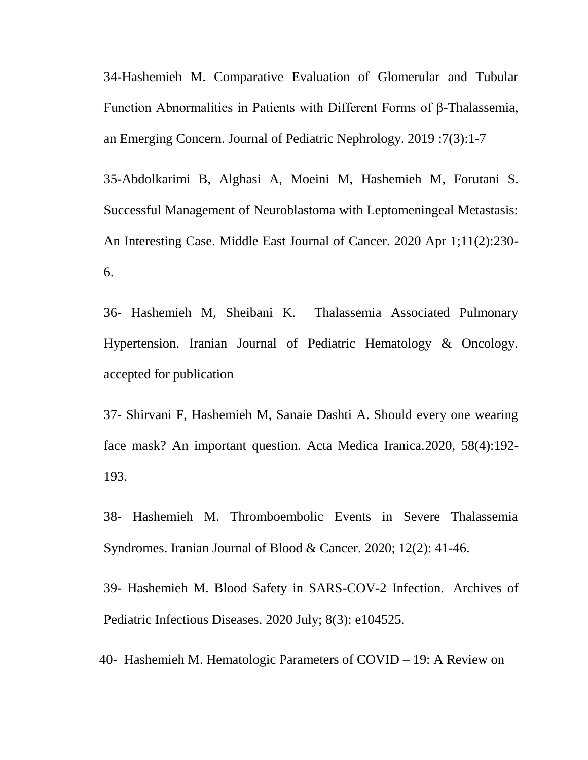34-Hashemieh M. Comparative Evaluation of Glomerular and Tubular Function Abnormalities in Patients with Different Forms of β-Thalassemia, an Emerging Concern. Journal of Pediatric Nephrology. 2019 :7(3):1-7

35-Abdolkarimi B, Alghasi A, Moeini M, Hashemieh M, Forutani S. Successful Management of Neuroblastoma with Leptomeningeal Metastasis: An Interesting Case. Middle East Journal of Cancer. 2020 Apr 1;11(2):230-6.

36- Hashemieh M, Sheibani K. Thalassemia Associated Pulmonary Hypertension. Iranian Journal of Pediatric Hematology & Oncology. accepted for publication

37- Shirvani F, Hashemieh M, Sanaie Dashti A. Should every one wearing face mask? An important question. Acta Medica Iranica.2020, 58(4):192-193.

38- Hashemieh M. Thromboembolic Events in Severe Thalassemia Syndromes. Iranian Journal of Blood & Cancer. 2020; 12(2): 41-46.

39- Hashemieh M. Blood Safety in SARS-COV-2 Infection. Archives of Pediatric Infectious Diseases. 2020 July; 8(3): e104525.

40- Hashemieh M. Hematologic Parameters of COVID – 19: A Review on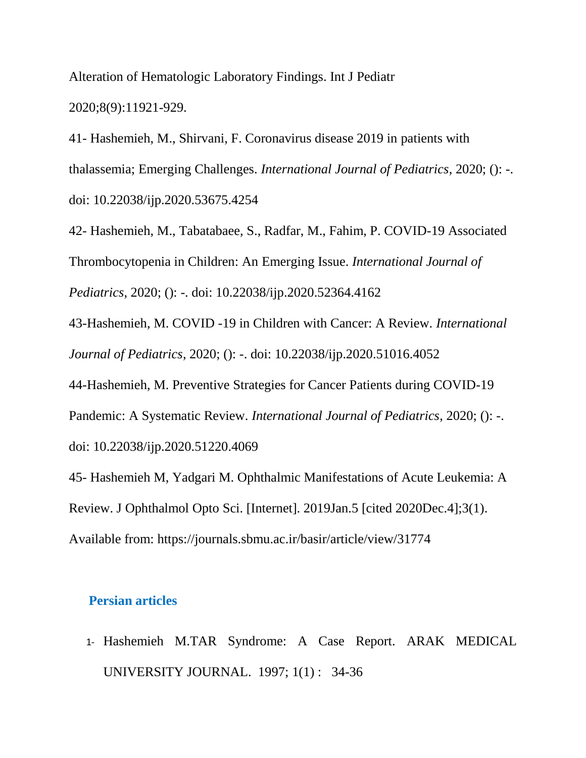Alteration of Hematologic Laboratory Findings. Int J Pediatr 2020;8(9):11921-929.

41- Hashemieh, M., Shirvani, F. Coronavirus disease 2019 in patients with thalassemia; Emerging Challenges. *International Journal of Pediatrics*, 2020; (): -. doi: 10.22038/ijp.2020.53675.4254

42- Hashemieh, M., Tabatabaee, S., Radfar, M., Fahim, P. COVID-19 Associated Thrombocytopenia in Children: An Emerging Issue. *International Journal of Pediatrics*, 2020; (): -. doi: 10.22038/ijp.2020.52364.4162

43-Hashemieh, M. COVID -19 in Children with Cancer: A Review. *International Journal of Pediatrics*, 2020; (): -. doi: 10.22038/ijp.2020.51016.4052

44-Hashemieh, M. Preventive Strategies for Cancer Patients during COVID-19 Pandemic: A Systematic Review. *International Journal of Pediatrics*, 2020; (): -. doi: 10.22038/ijp.2020.51220.4069

45- Hashemieh M, Yadgari M. Ophthalmic Manifestations of Acute Leukemia: A Review. J Ophthalmol Opto Sci. [Internet]. 2019Jan.5 [cited 2020Dec.4];3(1). Available from: https://journals.sbmu.ac.ir/basir/article/view/31774

## Persian articles

1- Hashemieh M.TAR Syndrome: A Case Report. ARAK MEDICAL UNIVERSITY JOURNAL. 1997; 1(1) : 34-36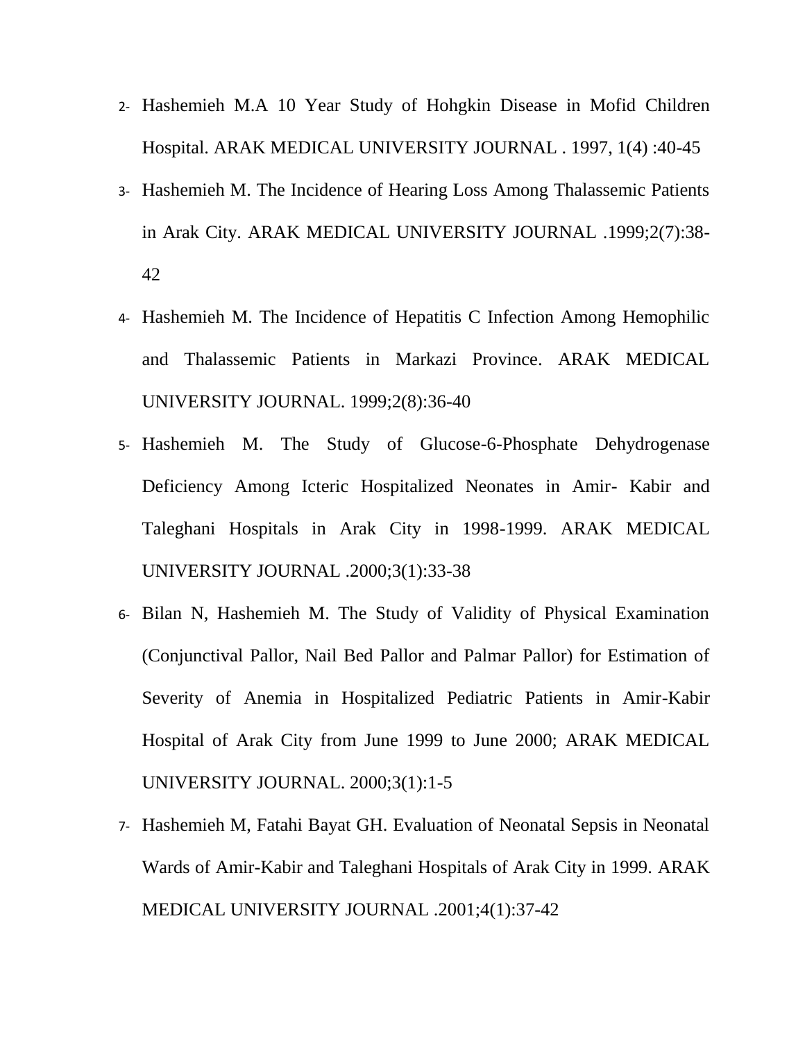2- Hashemieh M.A 10 Year Study of Hohgkin Disease in Mofid Children Hospital. ARAK MEDICAL UNIVERSITY JOURNAL . 1997, 1(4) :40-45

3- Hashemieh M. The Incidence of Hearing Loss Among Thalassemic Patients in Arak City. ARAK MEDICAL UNIVERSITY JOURNAL .1999;2(7):38-42

4- Hashemieh M. The Incidence of Hepatitis C Infection Among Hemophilic and Thalassemic Patients in Markazi Province. ARAK MEDICAL UNIVERSITY JOURNAL. 1999;2(8):36-40

5- Hashemieh M. The Study of Glucose-6-Phosphate Dehydrogenase Deficiency Among Icteric Hospitalized Neonates in Amir- Kabir and Taleghani Hospitals in Arak City in 1998-1999. ARAK MEDICAL UNIVERSITY JOURNAL .2000;3(1):33-38

6- Bilan N, Hashemieh M. The Study of Validity of Physical Examination (Conjunctival Pallor, Nail Bed Pallor and Palmar Pallor) for Estimation of Severity of Anemia in Hospitalized Pediatric Patients in Amir-Kabir Hospital of Arak City from June 1999 to June 2000; ARAK MEDICAL UNIVERSITY JOURNAL. 2000;3(1):1-5

7- Hashemieh M, Fatahi Bayat GH. Evaluation of Neonatal Sepsis in Neonatal Wards of Amir-Kabir and Taleghani Hospitals of Arak City in 1999. ARAK MEDICAL UNIVERSITY JOURNAL .2001;4(1):37-42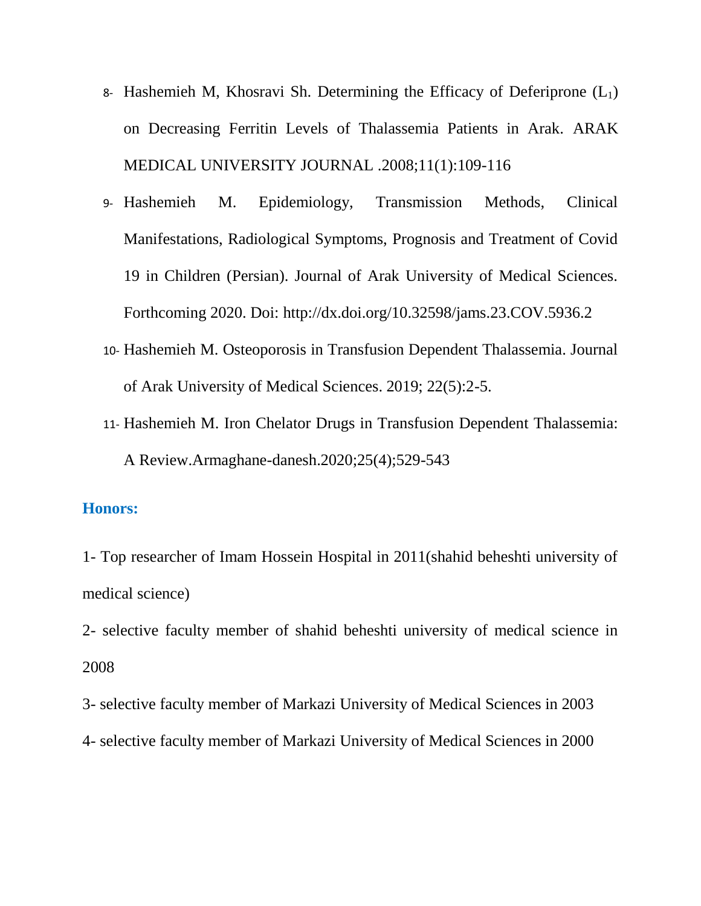8- Hashemieh M, Khosravi Sh. Determining the Efficacy of Deferiprone ($L_1$) on Decreasing Ferritin Levels of Thalassemia Patients in Arak. ARAK MEDICAL UNIVERSITY JOURNAL .2008;11(1):109-116

9- Hashemieh M. Epidemiology, Transmission Methods, Clinical Manifestations, Radiological Symptoms, Prognosis and Treatment of Covid 19 in Children (Persian). Journal of Arak University of Medical Sciences. Forthcoming 2020. Doi: http://dx.doi.org/10.32598/jams.23.COV.5936.2

10- Hashemieh M. Osteoporosis in Transfusion Dependent Thalassemia. Journal of Arak University of Medical Sciences. 2019; 22(5):2-5.

11- Hashemieh M. Iron Chelator Drugs in Transfusion Dependent Thalassemia: A Review.Armaghane-danesh.2020;25(4);529-543

## Honors:

1- Top researcher of Imam Hossein Hospital in 2011(shahid beheshti university of medical science)

2- selective faculty member of shahid beheshti university of medical science in 2008

3- selective faculty member of Markazi University of Medical Sciences in 2003

4- selective faculty member of Markazi University of Medical Sciences in 2000